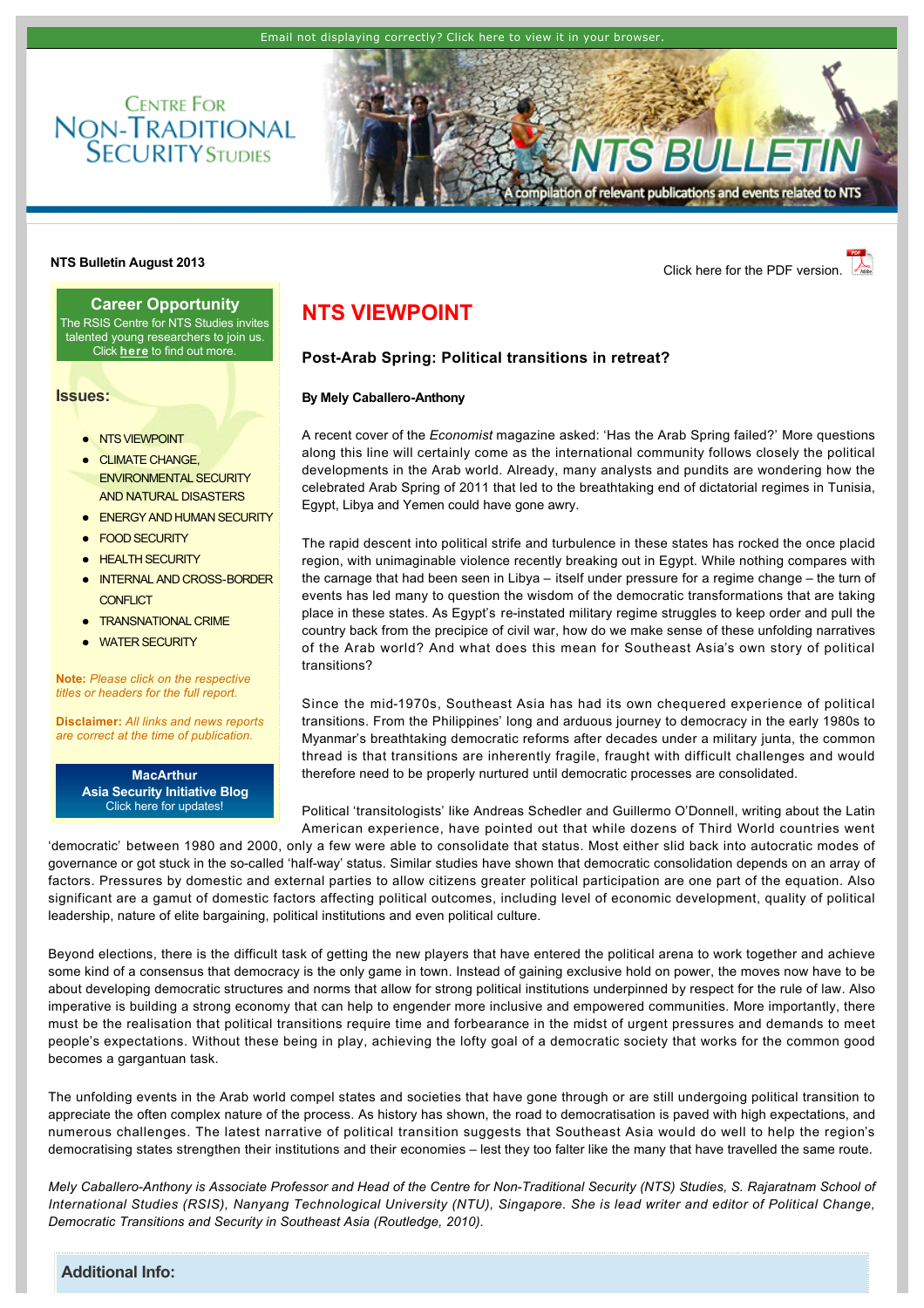Email not displaying correctly? Click here to view it in your browser.

Centre for Non-Traditional Security Studies

# NTS BULLETIN

A compilation of relevant publications and events related to NTS

**NTS Bulletin August 2013**

Click here for the PDF version.

**Career Opportunity**
The RSIS Centre for NTS Studies invites talented young researchers to join us. Click **here** to find out more.

**Issues:**

- NTS VIEWPOINT
- CLIMATE CHANGE, ENVIRONMENTAL SECURITY AND NATURAL DISASTERS
- ENERGY AND HUMAN SECURITY
- FOOD SECURITY
- HEALTH SECURITY
- INTERNAL AND CROSS-BORDER CONFLICT
- TRANSNATIONAL CRIME
- WATER SECURITY

**Note:** *Please click on the respective titles or headers for the full report.*

**Disclaimer:** *All links and news reports are correct at the time of publication.*

**MacArthur Asia Security Initiative Blog**
Click here for updates!

## NTS VIEWPOINT

### Post-Arab Spring: Political transitions in retreat?

**By Mely Caballero-Anthony**

A recent cover of the *Economist* magazine asked: 'Has the Arab Spring failed?' More questions along this line will certainly come as the international community follows closely the political developments in the Arab world. Already, many analysts and pundits are wondering how the celebrated Arab Spring of 2011 that led to the breathtaking end of dictatorial regimes in Tunisia, Egypt, Libya and Yemen could have gone awry.

The rapid descent into political strife and turbulence in these states has rocked the once placid region, with unimaginable violence recently breaking out in Egypt. While nothing compares with the carnage that had been seen in Libya – itself under pressure for a regime change – the turn of events has led many to question the wisdom of the democratic transformations that are taking place in these states. As Egypt's re-instated military regime struggles to keep order and pull the country back from the precipice of civil war, how do we make sense of these unfolding narratives of the Arab world? And what does this mean for Southeast Asia's own story of political transitions?

Since the mid-1970s, Southeast Asia has had its own chequered experience of political transitions. From the Philippines' long and arduous journey to democracy in the early 1980s to Myanmar's breathtaking democratic reforms after decades under a military junta, the common thread is that transitions are inherently fragile, fraught with difficult challenges and would therefore need to be properly nurtured until democratic processes are consolidated.

Political 'transitologists' like Andreas Schedler and Guillermo O'Donnell, writing about the Latin American experience, have pointed out that while dozens of Third World countries went 'democratic' between 1980 and 2000, only a few were able to consolidate that status. Most either slid back into autocratic modes of governance or got stuck in the so-called 'half-way' status. Similar studies have shown that democratic consolidation depends on an array of factors. Pressures by domestic and external parties to allow citizens greater political participation are one part of the equation. Also significant are a gamut of domestic factors affecting political outcomes, including level of economic development, quality of political leadership, nature of elite bargaining, political institutions and even political culture.

Beyond elections, there is the difficult task of getting the new players that have entered the political arena to work together and achieve some kind of a consensus that democracy is the only game in town. Instead of gaining exclusive hold on power, the moves now have to be about developing democratic structures and norms that allow for strong political institutions underpinned by respect for the rule of law. Also imperative is building a strong economy that can help to engender more inclusive and empowered communities. More importantly, there must be the realisation that political transitions require time and forbearance in the midst of urgent pressures and demands to meet people's expectations. Without these being in play, achieving the lofty goal of a democratic society that works for the common good becomes a gargantuan task.

The unfolding events in the Arab world compel states and societies that have gone through or are still undergoing political transition to appreciate the often complex nature of the process. As history has shown, the road to democratisation is paved with high expectations, and numerous challenges. The latest narrative of political transition suggests that Southeast Asia would do well to help the region's democratising states strengthen their institutions and their economies – lest they too falter like the many that have travelled the same route.

*Mely Caballero-Anthony is Associate Professor and Head of the Centre for Non-Traditional Security (NTS) Studies, S. Rajaratnam School of International Studies (RSIS), Nanyang Technological University (NTU), Singapore. She is lead writer and editor of Political Change, Democratic Transitions and Security in Southeast Asia (Routledge, 2010).*

### Additional Info: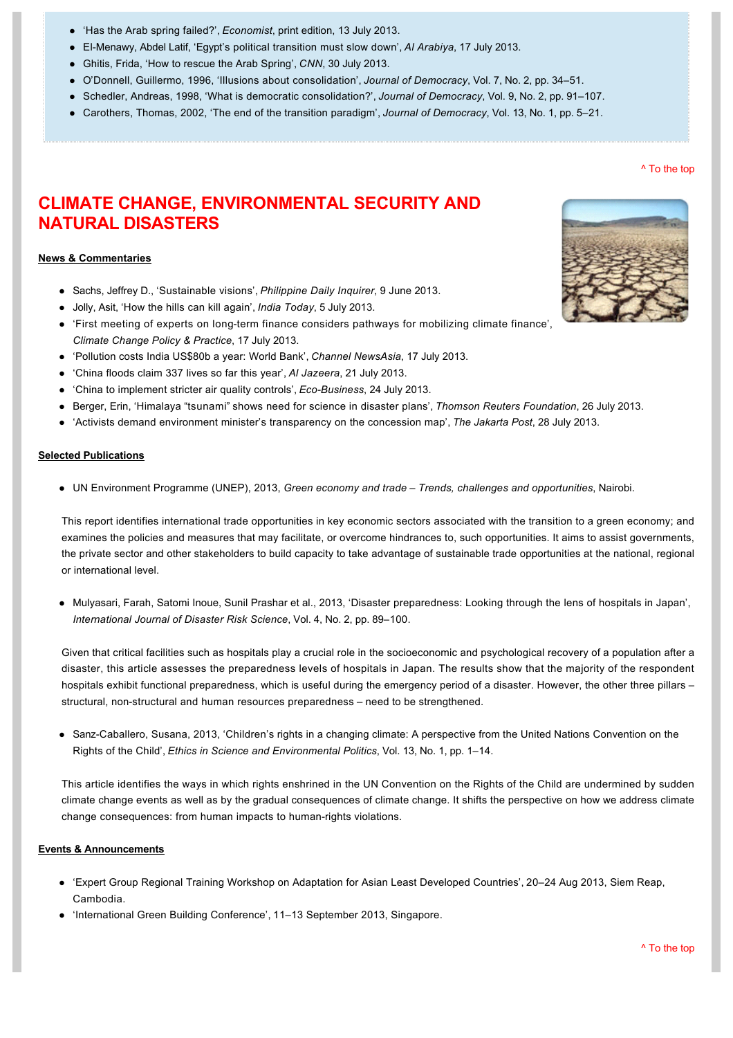- 'Has the Arab spring failed?', *Economist*, print edition, 13 July 2013.
- El-Menawy, Abdel Latif, 'Egypt's political transition must slow down', *Al Arabiya*, 17 July 2013.
- Ghitis, Frida, 'How to rescue the Arab Spring', *CNN*, 30 July 2013.
- O'Donnell, Guillermo, 1996, 'Illusions about consolidation', *Journal of Democracy*, Vol. 7, No. 2, pp. 34–51.
- Schedler, Andreas, 1998, 'What is democratic consolidation?', *Journal of Democracy*, Vol. 9, No. 2, pp. 91–107.
- Carothers, Thomas, 2002, 'The end of the transition paradigm', *Journal of Democracy*, Vol. 13, No. 1, pp. 5–21.

^ To the top

# CLIMATE CHANGE, ENVIRONMENTAL SECURITY AND NATURAL DISASTERS

**News & Commentaries**

- Sachs, Jeffrey D., 'Sustainable visions', *Philippine Daily Inquirer*, 9 June 2013.
- Jolly, Asit, 'How the hills can kill again', *India Today*, 5 July 2013.
- 'First meeting of experts on long-term finance considers pathways for mobilizing climate finance', *Climate Change Policy & Practice*, 17 July 2013.
- 'Pollution costs India US$80b a year: World Bank', *Channel NewsAsia*, 17 July 2013.
- 'China floods claim 337 lives so far this year', *Al Jazeera*, 21 July 2013.
- 'China to implement stricter air quality controls', *Eco-Business*, 24 July 2013.
- Berger, Erin, 'Himalaya "tsunami" shows need for science in disaster plans', *Thomson Reuters Foundation*, 26 July 2013.
- 'Activists demand environment minister's transparency on the concession map', *The Jakarta Post*, 28 July 2013.

**Selected Publications**

- UN Environment Programme (UNEP), 2013, *Green economy and trade – Trends, challenges and opportunities*, Nairobi.

This report identifies international trade opportunities in key economic sectors associated with the transition to a green economy; and examines the policies and measures that may facilitate, or overcome hindrances to, such opportunities. It aims to assist governments, the private sector and other stakeholders to build capacity to take advantage of sustainable trade opportunities at the national, regional or international level.

- Mulyasari, Farah, Satomi Inoue, Sunil Prashar et al., 2013, 'Disaster preparedness: Looking through the lens of hospitals in Japan', *International Journal of Disaster Risk Science*, Vol. 4, No. 2, pp. 89–100.

Given that critical facilities such as hospitals play a crucial role in the socioeconomic and psychological recovery of a population after a disaster, this article assesses the preparedness levels of hospitals in Japan. The results show that the majority of the respondent hospitals exhibit functional preparedness, which is useful during the emergency period of a disaster. However, the other three pillars – structural, non-structural and human resources preparedness – need to be strengthened.

- Sanz-Caballero, Susana, 2013, 'Children's rights in a changing climate: A perspective from the United Nations Convention on the Rights of the Child', *Ethics in Science and Environmental Politics*, Vol. 13, No. 1, pp. 1–14.

This article identifies the ways in which rights enshrined in the UN Convention on the Rights of the Child are undermined by sudden climate change events as well as by the gradual consequences of climate change. It shifts the perspective on how we address climate change consequences: from human impacts to human-rights violations.

**Events & Announcements**

- 'Expert Group Regional Training Workshop on Adaptation for Asian Least Developed Countries', 20–24 Aug 2013, Siem Reap, Cambodia.
- 'International Green Building Conference', 11–13 September 2013, Singapore.

^ To the top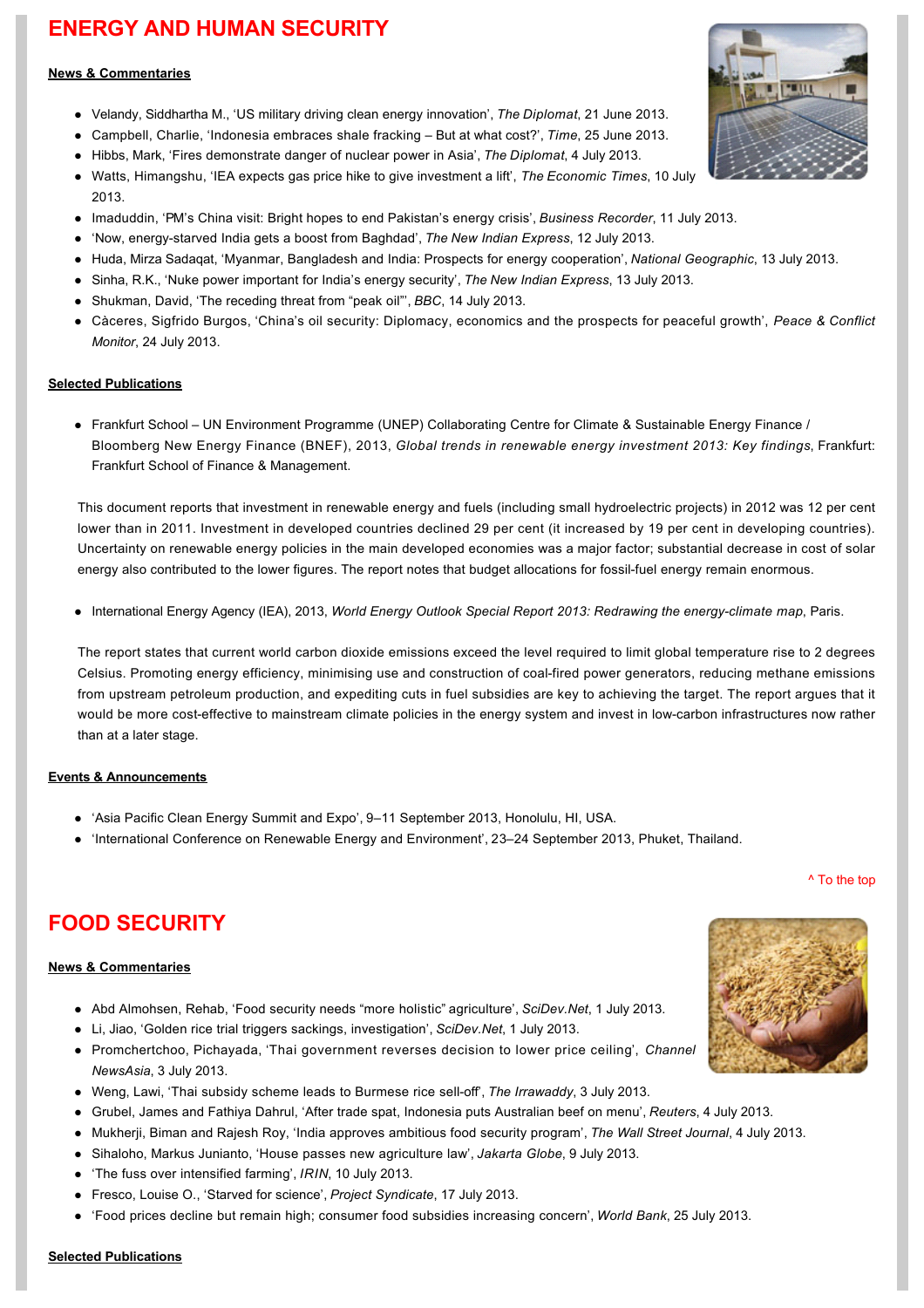## ENERGY AND HUMAN SECURITY

**News & Commentaries**

- Velandy, Siddhartha M., 'US military driving clean energy innovation', *The Diplomat*, 21 June 2013.
- Campbell, Charlie, 'Indonesia embraces shale fracking – But at what cost?', *Time*, 25 June 2013.
- Hibbs, Mark, 'Fires demonstrate danger of nuclear power in Asia', *The Diplomat*, 4 July 2013.
- Watts, Himangshu, 'IEA expects gas price hike to give investment a lift', *The Economic Times*, 10 July 2013.
- Imaduddin, 'PM's China visit: Bright hopes to end Pakistan's energy crisis', *Business Recorder*, 11 July 2013.
- 'Now, energy-starved India gets a boost from Baghdad', *The New Indian Express*, 12 July 2013.
- Huda, Mirza Sadaqat, 'Myanmar, Bangladesh and India: Prospects for energy cooperation', *National Geographic*, 13 July 2013.
- Sinha, R.K., 'Nuke power important for India's energy security', *The New Indian Express*, 13 July 2013.
- Shukman, David, 'The receding threat from "peak oil"', *BBC*, 14 July 2013.
- Càceres, Sigfrido Burgos, 'China's oil security: Diplomacy, economics and the prospects for peaceful growth', *Peace & Conflict Monitor*, 24 July 2013.

**Selected Publications**

- Frankfurt School – UN Environment Programme (UNEP) Collaborating Centre for Climate & Sustainable Energy Finance / Bloomberg New Energy Finance (BNEF), 2013, *Global trends in renewable energy investment 2013: Key findings*, Frankfurt: Frankfurt School of Finance & Management.

This document reports that investment in renewable energy and fuels (including small hydroelectric projects) in 2012 was 12 per cent lower than in 2011. Investment in developed countries declined 29 per cent (it increased by 19 per cent in developing countries). Uncertainty on renewable energy policies in the main developed economies was a major factor; substantial decrease in cost of solar energy also contributed to the lower figures. The report notes that budget allocations for fossil-fuel energy remain enormous.

- International Energy Agency (IEA), 2013, *World Energy Outlook Special Report 2013: Redrawing the energy-climate map*, Paris.

The report states that current world carbon dioxide emissions exceed the level required to limit global temperature rise to 2 degrees Celsius. Promoting energy efficiency, minimising use and construction of coal-fired power generators, reducing methane emissions from upstream petroleum production, and expediting cuts in fuel subsidies are key to achieving the target. The report argues that it would be more cost-effective to mainstream climate policies in the energy system and invest in low-carbon infrastructures now rather than at a later stage.

**Events & Announcements**

- 'Asia Pacific Clean Energy Summit and Expo', 9–11 September 2013, Honolulu, HI, USA.
- 'International Conference on Renewable Energy and Environment', 23–24 September 2013, Phuket, Thailand.

^ To the top

## FOOD SECURITY

**News & Commentaries**

- Abd Almohsen, Rehab, 'Food security needs "more holistic" agriculture', *SciDev.Net*, 1 July 2013.
- Li, Jiao, 'Golden rice trial triggers sackings, investigation', *SciDev.Net*, 1 July 2013.
- Promchertchoo, Pichayada, 'Thai government reverses decision to lower price ceiling', *Channel NewsAsia*, 3 July 2013.
- Weng, Lawi, 'Thai subsidy scheme leads to Burmese rice sell-off', *The Irrawaddy*, 3 July 2013.
- Grubel, James and Fathiya Dahrul, 'After trade spat, Indonesia puts Australian beef on menu', *Reuters*, 4 July 2013.
- Mukherji, Biman and Rajesh Roy, 'India approves ambitious food security program', *The Wall Street Journal*, 4 July 2013.
- Sihaloho, Markus Junianto, 'House passes new agriculture law', *Jakarta Globe*, 9 July 2013.
- 'The fuss over intensified farming', *IRIN*, 10 July 2013.
- Fresco, Louise O., 'Starved for science', *Project Syndicate*, 17 July 2013.
- 'Food prices decline but remain high; consumer food subsidies increasing concern', *World Bank*, 25 July 2013.

**Selected Publications**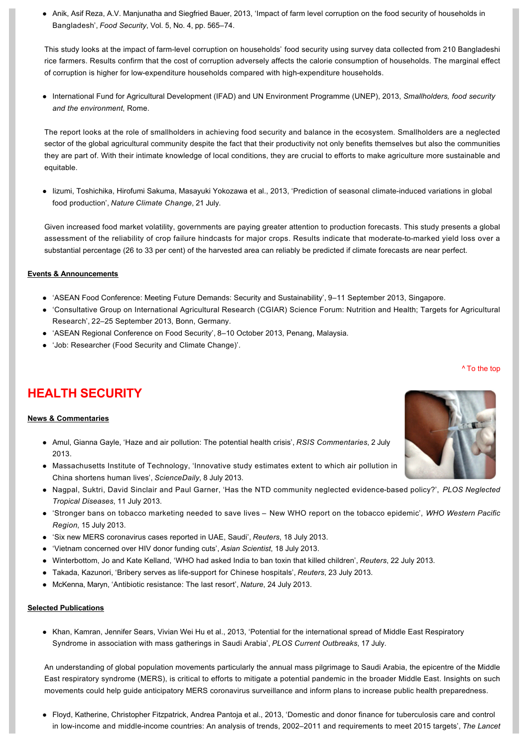- Anik, Asif Reza, A.V. Manjunatha and Siegfried Bauer, 2013, 'Impact of farm level corruption on the food security of households in Bangladesh', *Food Security*, Vol. 5, No. 4, pp. 565–74.

This study looks at the impact of farm-level corruption on households' food security using survey data collected from 210 Bangladeshi rice farmers. Results confirm that the cost of corruption adversely affects the calorie consumption of households. The marginal effect of corruption is higher for low-expenditure households compared with high-expenditure households.

- International Fund for Agricultural Development (IFAD) and UN Environment Programme (UNEP), 2013, *Smallholders, food security and the environment*, Rome.

The report looks at the role of smallholders in achieving food security and balance in the ecosystem. Smallholders are a neglected sector of the global agricultural community despite the fact that their productivity not only benefits themselves but also the communities they are part of. With their intimate knowledge of local conditions, they are crucial to efforts to make agriculture more sustainable and equitable.

- Iizumi, Toshichika, Hirofumi Sakuma, Masayuki Yokozawa et al., 2013, 'Prediction of seasonal climate-induced variations in global food production', *Nature Climate Change*, 21 July.

Given increased food market volatility, governments are paying greater attention to production forecasts. This study presents a global assessment of the reliability of crop failure hindcasts for major crops. Results indicate that moderate-to-marked yield loss over a substantial percentage (26 to 33 per cent) of the harvested area can reliably be predicted if climate forecasts are near perfect.

**Events & Announcements**

- 'ASEAN Food Conference: Meeting Future Demands: Security and Sustainability', 9–11 September 2013, Singapore.
- 'Consultative Group on International Agricultural Research (CGIAR) Science Forum: Nutrition and Health; Targets for Agricultural Research', 22–25 September 2013, Bonn, Germany.
- 'ASEAN Regional Conference on Food Security', 8–10 October 2013, Penang, Malaysia.
- 'Job: Researcher (Food Security and Climate Change)'.

^ To the top

## HEALTH SECURITY

**News & Commentaries**

- Amul, Gianna Gayle, 'Haze and air pollution: The potential health crisis', *RSIS Commentaries*, 2 July 2013.
- Massachusetts Institute of Technology, 'Innovative study estimates extent to which air pollution in China shortens human lives', *ScienceDaily*, 8 July 2013.
- Nagpal, Suktri, David Sinclair and Paul Garner, 'Has the NTD community neglected evidence-based policy?', *PLOS Neglected Tropical Diseases*, 11 July 2013.
- 'Stronger bans on tobacco marketing needed to save lives – New WHO report on the tobacco epidemic', *WHO Western Pacific Region*, 15 July 2013.
- 'Six new MERS coronavirus cases reported in UAE, Saudi', *Reuters*, 18 July 2013.
- 'Vietnam concerned over HIV donor funding cuts', *Asian Scientist*, 18 July 2013.
- Winterbottom, Jo and Kate Kelland, 'WHO had asked India to ban toxin that killed children', *Reuters*, 22 July 2013.
- Takada, Kazunori, 'Bribery serves as life-support for Chinese hospitals', *Reuters*, 23 July 2013.
- McKenna, Maryn, 'Antibiotic resistance: The last resort', *Nature*, 24 July 2013.

**Selected Publications**

- Khan, Kamran, Jennifer Sears, Vivian Wei Hu et al., 2013, 'Potential for the international spread of Middle East Respiratory Syndrome in association with mass gatherings in Saudi Arabia', *PLOS Current Outbreaks*, 17 July.

An understanding of global population movements particularly the annual mass pilgrimage to Saudi Arabia, the epicentre of the Middle East respiratory syndrome (MERS), is critical to efforts to mitigate a potential pandemic in the broader Middle East. Insights on such movements could help guide anticipatory MERS coronavirus surveillance and inform plans to increase public health preparedness.

- Floyd, Katherine, Christopher Fitzpatrick, Andrea Pantoja et al., 2013, 'Domestic and donor finance for tuberculosis care and control in low-income and middle-income countries: An analysis of trends, 2002–2011 and requirements to meet 2015 targets', *The Lancet*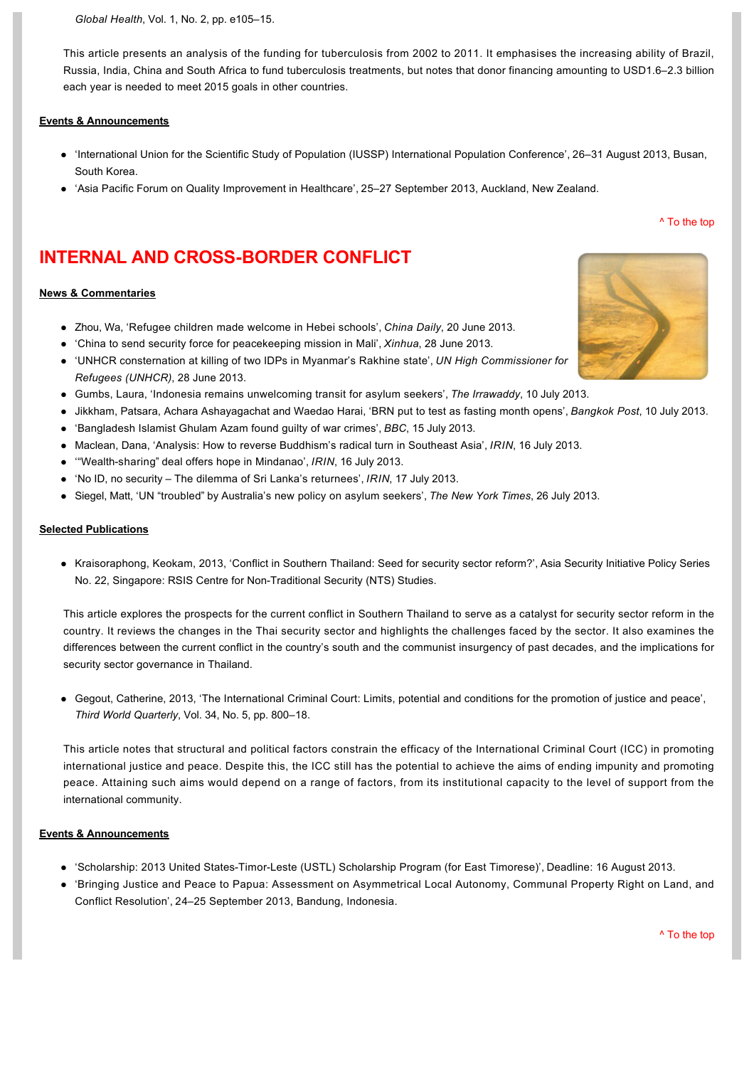*Global Health*, Vol. 1, No. 2, pp. e105–15.

This article presents an analysis of the funding for tuberculosis from 2002 to 2011. It emphasises the increasing ability of Brazil, Russia, India, China and South Africa to fund tuberculosis treatments, but notes that donor financing amounting to USD1.6–2.3 billion each year is needed to meet 2015 goals in other countries.

**Events & Announcements**

- 'International Union for the Scientific Study of Population (IUSSP) International Population Conference', 26–31 August 2013, Busan, South Korea.
- 'Asia Pacific Forum on Quality Improvement in Healthcare', 25–27 September 2013, Auckland, New Zealand.

^ To the top

## INTERNAL AND CROSS-BORDER CONFLICT

**News & Commentaries**

- Zhou, Wa, 'Refugee children made welcome in Hebei schools', *China Daily*, 20 June 2013.
- 'China to send security force for peacekeeping mission in Mali', *Xinhua*, 28 June 2013.
- 'UNHCR consternation at killing of two IDPs in Myanmar's Rakhine state', *UN High Commissioner for Refugees (UNHCR)*, 28 June 2013.
- Gumbs, Laura, 'Indonesia remains unwelcoming transit for asylum seekers', *The Irrawaddy*, 10 July 2013.
- Jikkham, Patsara, Achara Ashayagachat and Waedao Harai, 'BRN put to test as fasting month opens', *Bangkok Post*, 10 July 2013.
- 'Bangladesh Islamist Ghulam Azam found guilty of war crimes', *BBC*, 15 July 2013.
- Maclean, Dana, 'Analysis: How to reverse Buddhism's radical turn in Southeast Asia', *IRIN*, 16 July 2013.
- '"Wealth-sharing" deal offers hope in Mindanao', *IRIN*, 16 July 2013.
- 'No ID, no security – The dilemma of Sri Lanka's returnees', *IRIN*, 17 July 2013.
- Siegel, Matt, 'UN "troubled" by Australia's new policy on asylum seekers', *The New York Times*, 26 July 2013.

**Selected Publications**

- Kraisoraphong, Keokam, 2013, 'Conflict in Southern Thailand: Seed for security sector reform?', Asia Security Initiative Policy Series No. 22, Singapore: RSIS Centre for Non-Traditional Security (NTS) Studies.

This article explores the prospects for the current conflict in Southern Thailand to serve as a catalyst for security sector reform in the country. It reviews the changes in the Thai security sector and highlights the challenges faced by the sector. It also examines the differences between the current conflict in the country's south and the communist insurgency of past decades, and the implications for security sector governance in Thailand.

- Gegout, Catherine, 2013, 'The International Criminal Court: Limits, potential and conditions for the promotion of justice and peace', *Third World Quarterly*, Vol. 34, No. 5, pp. 800–18.

This article notes that structural and political factors constrain the efficacy of the International Criminal Court (ICC) in promoting international justice and peace. Despite this, the ICC still has the potential to achieve the aims of ending impunity and promoting peace. Attaining such aims would depend on a range of factors, from its institutional capacity to the level of support from the international community.

**Events & Announcements**

- 'Scholarship: 2013 United States-Timor-Leste (USTL) Scholarship Program (for East Timorese)', Deadline: 16 August 2013.
- 'Bringing Justice and Peace to Papua: Assessment on Asymmetrical Local Autonomy, Communal Property Right on Land, and Conflict Resolution', 24–25 September 2013, Bandung, Indonesia.

^ To the top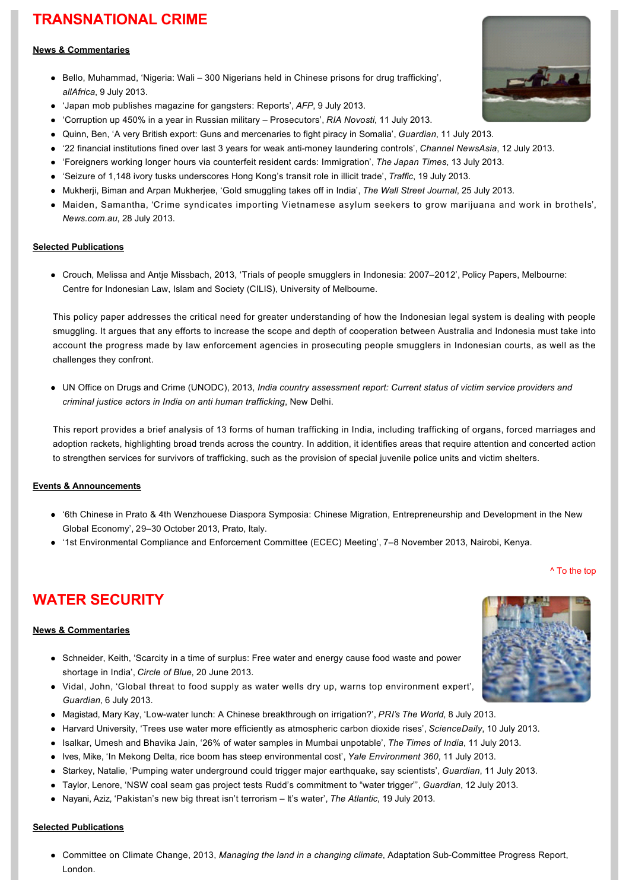# TRANSNATIONAL CRIME

**News & Commentaries**

- Bello, Muhammad, 'Nigeria: Wali – 300 Nigerians held in Chinese prisons for drug trafficking', *allAfrica*, 9 July 2013.
- 'Japan mob publishes magazine for gangsters: Reports', *AFP*, 9 July 2013.
- 'Corruption up 450% in a year in Russian military – Prosecutors', *RIA Novosti*, 11 July 2013.
- Quinn, Ben, 'A very British export: Guns and mercenaries to fight piracy in Somalia', *Guardian*, 11 July 2013.
- '22 financial institutions fined over last 3 years for weak anti-money laundering controls', *Channel NewsAsia*, 12 July 2013.
- 'Foreigners working longer hours via counterfeit resident cards: Immigration', *The Japan Times*, 13 July 2013.
- 'Seizure of 1,148 ivory tusks underscores Hong Kong's transit role in illicit trade', *Traffic*, 19 July 2013.
- Mukherji, Biman and Arpan Mukherjee, 'Gold smuggling takes off in India', *The Wall Street Journal*, 25 July 2013.
- Maiden, Samantha, 'Crime syndicates importing Vietnamese asylum seekers to grow marijuana and work in brothels', *News.com.au*, 28 July 2013.

**Selected Publications**

- Crouch, Melissa and Antje Missbach, 2013, 'Trials of people smugglers in Indonesia: 2007–2012', Policy Papers, Melbourne: Centre for Indonesian Law, Islam and Society (CILIS), University of Melbourne.

This policy paper addresses the critical need for greater understanding of how the Indonesian legal system is dealing with people smuggling. It argues that any efforts to increase the scope and depth of cooperation between Australia and Indonesia must take into account the progress made by law enforcement agencies in prosecuting people smugglers in Indonesian courts, as well as the challenges they confront.

- UN Office on Drugs and Crime (UNODC), 2013, *India country assessment report: Current status of victim service providers and criminal justice actors in India on anti human trafficking*, New Delhi.

This report provides a brief analysis of 13 forms of human trafficking in India, including trafficking of organs, forced marriages and adoption rackets, highlighting broad trends across the country. In addition, it identifies areas that require attention and concerted action to strengthen services for survivors of trafficking, such as the provision of special juvenile police units and victim shelters.

**Events & Announcements**

- '6th Chinese in Prato & 4th Wenzhouese Diaspora Symposia: Chinese Migration, Entrepreneurship and Development in the New Global Economy', 29–30 October 2013, Prato, Italy.
- '1st Environmental Compliance and Enforcement Committee (ECEC) Meeting', 7–8 November 2013, Nairobi, Kenya.

^ To the top

# WATER SECURITY

**News & Commentaries**

- Schneider, Keith, 'Scarcity in a time of surplus: Free water and energy cause food waste and power shortage in India', *Circle of Blue*, 20 June 2013.
- Vidal, John, 'Global threat to food supply as water wells dry up, warns top environment expert', *Guardian*, 6 July 2013.
- Magistad, Mary Kay, 'Low-water lunch: A Chinese breakthrough on irrigation?', *PRI's The World*, 8 July 2013.
- Harvard University, 'Trees use water more efficiently as atmospheric carbon dioxide rises', *ScienceDaily*, 10 July 2013.
- Isalkar, Umesh and Bhavika Jain, '26% of water samples in Mumbai unpotable', *The Times of India*, 11 July 2013.
- Ives, Mike, 'In Mekong Delta, rice boom has steep environmental cost', *Yale Environment 360*, 11 July 2013.
- Starkey, Natalie, 'Pumping water underground could trigger major earthquake, say scientists', *Guardian*, 11 July 2013.
- Taylor, Lenore, 'NSW coal seam gas project tests Rudd's commitment to "water trigger"', *Guardian*, 12 July 2013.
- Nayani, Aziz, 'Pakistan's new big threat isn't terrorism – It's water', *The Atlantic*, 19 July 2013.

**Selected Publications**

- Committee on Climate Change, 2013, *Managing the land in a changing climate*, Adaptation Sub-Committee Progress Report, London.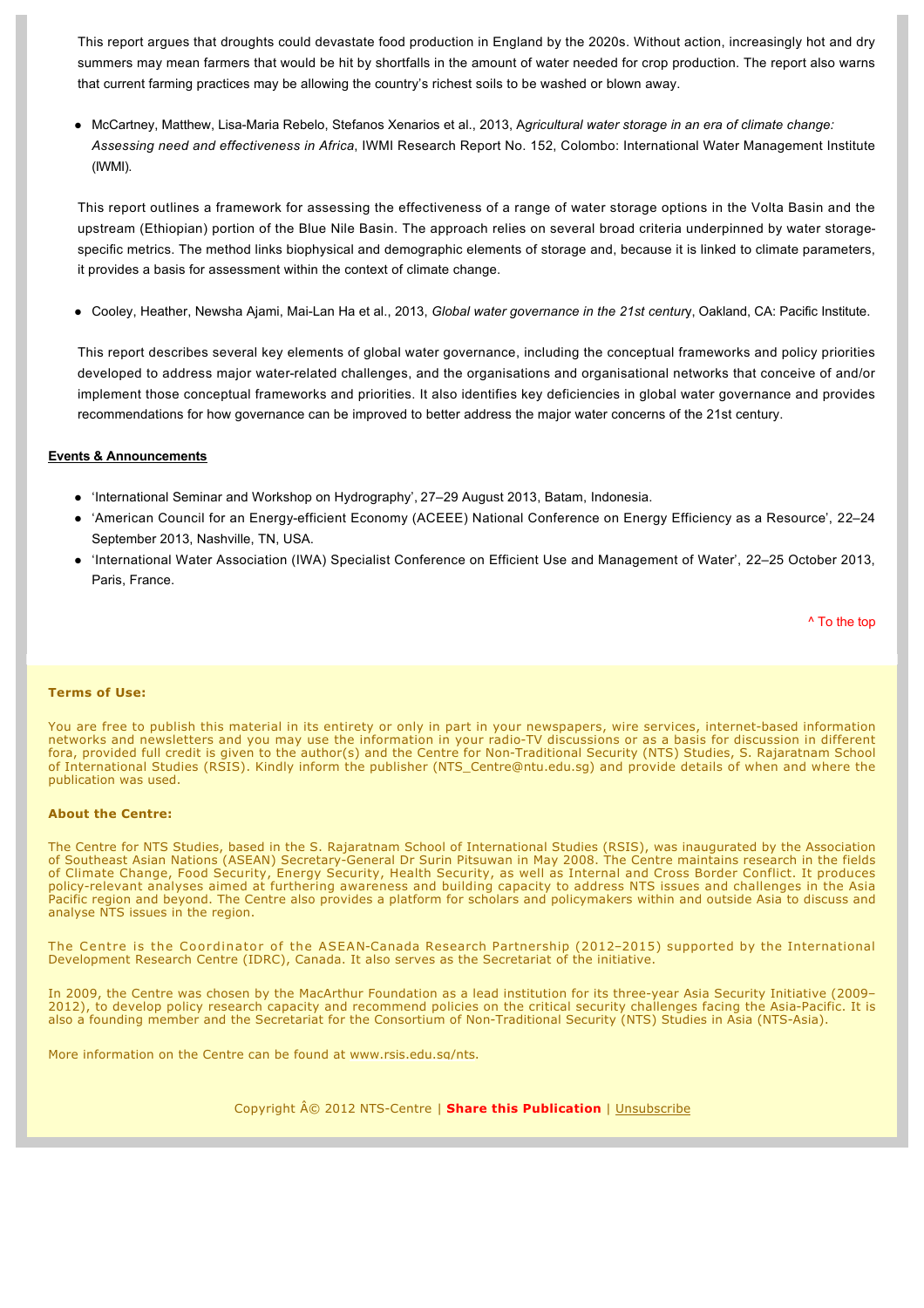This report argues that droughts could devastate food production in England by the 2020s. Without action, increasingly hot and dry summers may mean farmers that would be hit by shortfalls in the amount of water needed for crop production. The report also warns that current farming practices may be allowing the country's richest soils to be washed or blown away.

- McCartney, Matthew, Lisa-Maria Rebelo, Stefanos Xenarios et al., 2013, A*gricultural water storage in an era of climate change: Assessing need and effectiveness in Africa*, IWMI Research Report No. 152, Colombo: International Water Management Institute (IWMI).

This report outlines a framework for assessing the effectiveness of a range of water storage options in the Volta Basin and the upstream (Ethiopian) portion of the Blue Nile Basin. The approach relies on several broad criteria underpinned by water storage-specific metrics. The method links biophysical and demographic elements of storage and, because it is linked to climate parameters, it provides a basis for assessment within the context of climate change.

- Cooley, Heather, Newsha Ajami, Mai-Lan Ha et al., 2013, *Global water governance in the 21st centur*y, Oakland, CA: Pacific Institute.

This report describes several key elements of global water governance, including the conceptual frameworks and policy priorities developed to address major water-related challenges, and the organisations and organisational networks that conceive of and/or implement those conceptual frameworks and priorities. It also identifies key deficiencies in global water governance and provides recommendations for how governance can be improved to better address the major water concerns of the 21st century.

**Events & Announcements**

- 'International Seminar and Workshop on Hydrography', 27–29 August 2013, Batam, Indonesia.
- 'American Council for an Energy-efficient Economy (ACEEE) National Conference on Energy Efficiency as a Resource', 22–24 September 2013, Nashville, TN, USA.
- 'International Water Association (IWA) Specialist Conference on Efficient Use and Management of Water', 22–25 October 2013, Paris, France.

^ To the top

**Terms of Use:**

You are free to publish this material in its entirety or only in part in your newspapers, wire services, internet-based information networks and newsletters and you may use the information in your radio-TV discussions or as a basis for discussion in different fora, provided full credit is given to the author(s) and the Centre for Non-Traditional Security (NTS) Studies, S. Rajaratnam School of International Studies (RSIS). Kindly inform the publisher (NTS_Centre@ntu.edu.sg) and provide details of when and where the publication was used.

**About the Centre:**

The Centre for NTS Studies, based in the S. Rajaratnam School of International Studies (RSIS), was inaugurated by the Association of Southeast Asian Nations (ASEAN) Secretary-General Dr Surin Pitsuwan in May 2008. The Centre maintains research in the fields of Climate Change, Food Security, Energy Security, Health Security, as well as Internal and Cross Border Conflict. It produces policy-relevant analyses aimed at furthering awareness and building capacity to address NTS issues and challenges in the Asia Pacific region and beyond. The Centre also provides a platform for scholars and policymakers within and outside Asia to discuss and analyse NTS issues in the region.

The Centre is the Coordinator of the ASEAN-Canada Research Partnership (2012–2015) supported by the International Development Research Centre (IDRC), Canada. It also serves as the Secretariat of the initiative.

In 2009, the Centre was chosen by the MacArthur Foundation as a lead institution for its three-year Asia Security Initiative (2009–2012), to develop policy research capacity and recommend policies on the critical security challenges facing the Asia-Pacific. It is also a founding member and the Secretariat for the Consortium of Non-Traditional Security (NTS) Studies in Asia (NTS-Asia).

More information on the Centre can be found at www.rsis.edu.sg/nts.

Copyright Â© 2012 NTS-Centre | **Share this Publication** | Unsubscribe